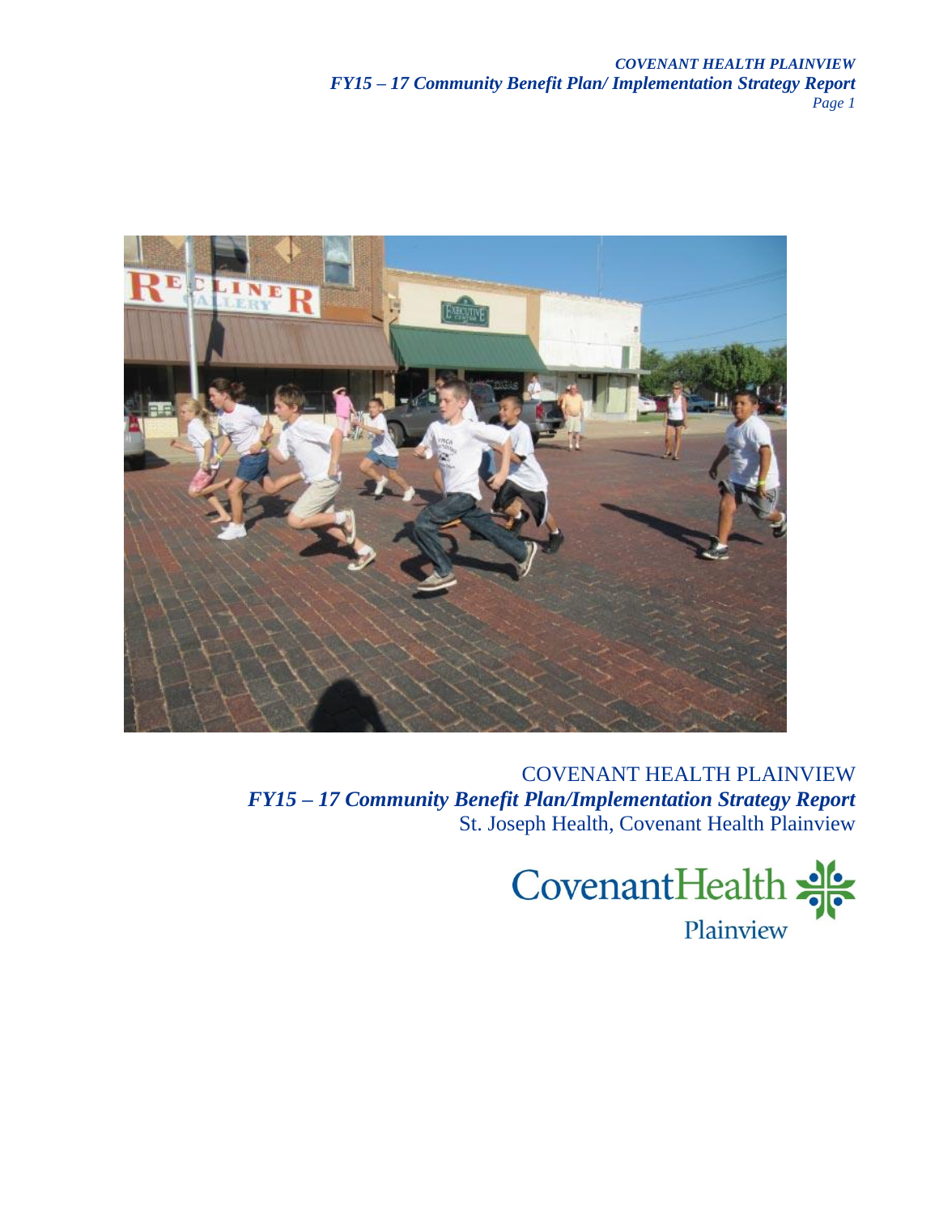COVENANT HEALTH PLAINVIEW

***FY15 – 17 Community Benefit Plan/Implementation Strategy Report***

St. Joseph Health, Covenant Health Plainview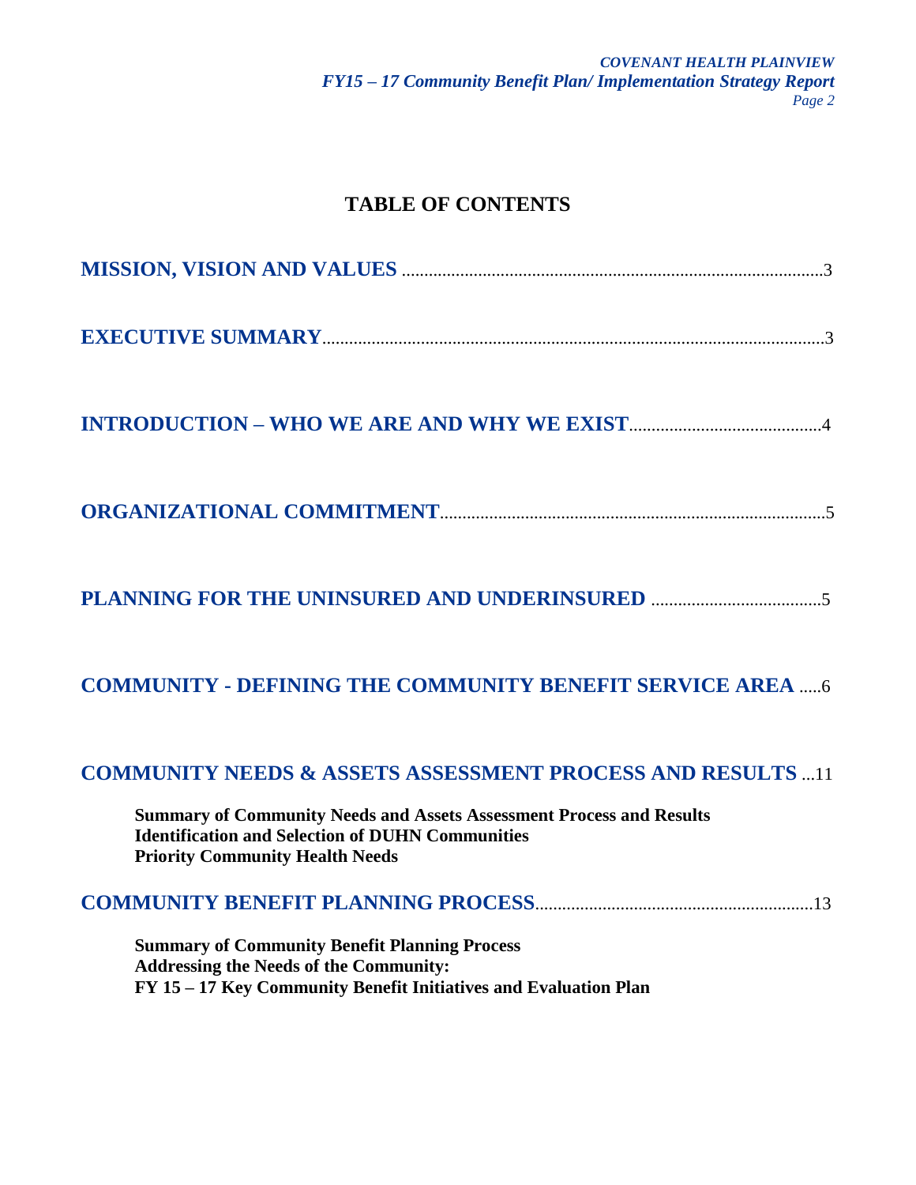# TABLE OF CONTENTS

**MISSION, VISION AND VALUES** ............................................................................................3

**EXECUTIVE SUMMARY**...............................................................................................................3

**INTRODUCTION – WHO WE ARE AND WHY WE EXIST**..........................................4

**ORGANIZATIONAL COMMITMENT**....................................................................................5

**PLANNING FOR THE UNINSURED AND UNDERINSURED** .....................................5

**COMMUNITY - DEFINING THE COMMUNITY BENEFIT SERVICE AREA** .....6

**COMMUNITY NEEDS & ASSETS ASSESSMENT PROCESS AND RESULTS** ...11

- **Summary of Community Needs and Assets Assessment Process and Results**
- **Identification and Selection of DUHN Communities**
- **Priority Community Health Needs**

**COMMUNITY BENEFIT PLANNING PROCESS**............................................................13

- **Summary of Community Benefit Planning Process**
- **Addressing the Needs of the Community:**
- **FY 15 – 17 Key Community Benefit Initiatives and Evaluation Plan**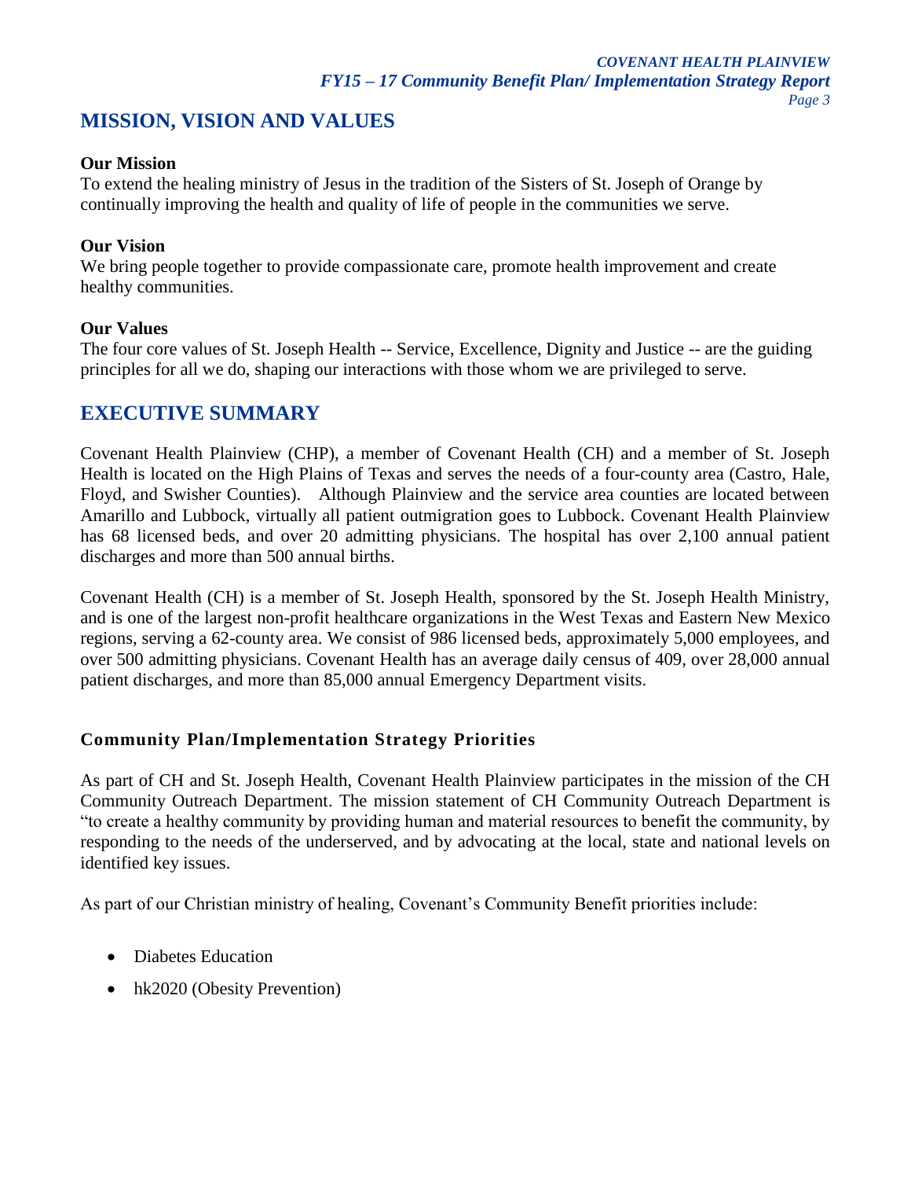## MISSION, VISION AND VALUES

**Our Mission**
To extend the healing ministry of Jesus in the tradition of the Sisters of St. Joseph of Orange by continually improving the health and quality of life of people in the communities we serve.

**Our Vision**
We bring people together to provide compassionate care, promote health improvement and create healthy communities.

**Our Values**
The four core values of St. Joseph Health -- Service, Excellence, Dignity and Justice -- are the guiding principles for all we do, shaping our interactions with those whom we are privileged to serve.

## EXECUTIVE SUMMARY

Covenant Health Plainview (CHP), a member of Covenant Health (CH) and a member of St. Joseph Health is located on the High Plains of Texas and serves the needs of a four-county area (Castro, Hale, Floyd, and Swisher Counties). Although Plainview and the service area counties are located between Amarillo and Lubbock, virtually all patient outmigration goes to Lubbock. Covenant Health Plainview has 68 licensed beds, and over 20 admitting physicians. The hospital has over 2,100 annual patient discharges and more than 500 annual births.

Covenant Health (CH) is a member of St. Joseph Health, sponsored by the St. Joseph Health Ministry, and is one of the largest non-profit healthcare organizations in the West Texas and Eastern New Mexico regions, serving a 62-county area. We consist of 986 licensed beds, approximately 5,000 employees, and over 500 admitting physicians. Covenant Health has an average daily census of 409, over 28,000 annual patient discharges, and more than 85,000 annual Emergency Department visits.

### Community Plan/Implementation Strategy Priorities

As part of CH and St. Joseph Health, Covenant Health Plainview participates in the mission of the CH Community Outreach Department. The mission statement of CH Community Outreach Department is "to create a healthy community by providing human and material resources to benefit the community, by responding to the needs of the underserved, and by advocating at the local, state and national levels on identified key issues.

As part of our Christian ministry of healing, Covenant's Community Benefit priorities include:

- Diabetes Education
- hk2020 (Obesity Prevention)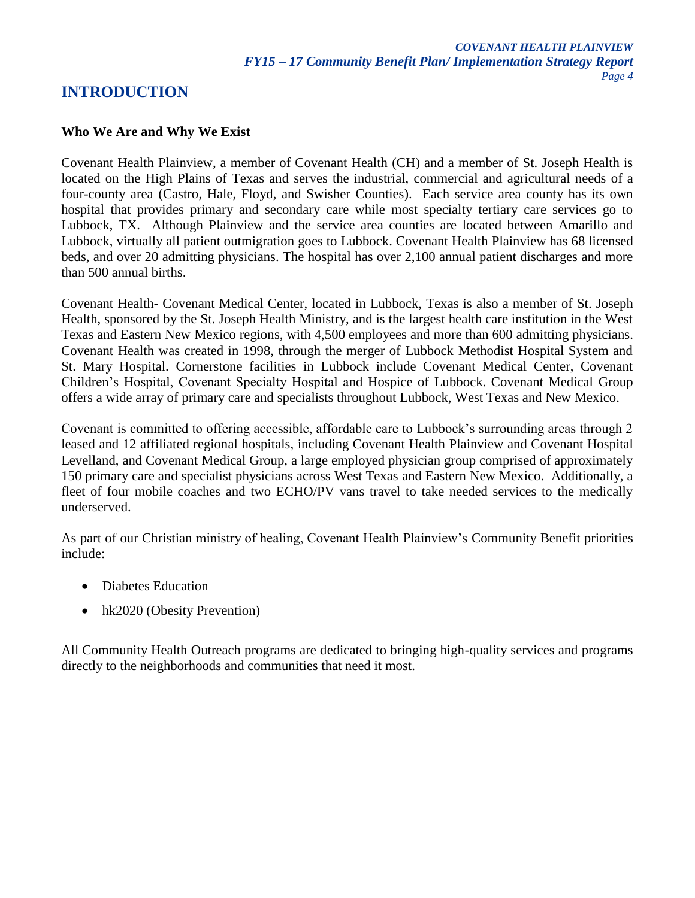# INTRODUCTION

**Who We Are and Why We Exist**

Covenant Health Plainview, a member of Covenant Health (CH) and a member of St. Joseph Health is located on the High Plains of Texas and serves the industrial, commercial and agricultural needs of a four-county area (Castro, Hale, Floyd, and Swisher Counties). Each service area county has its own hospital that provides primary and secondary care while most specialty tertiary care services go to Lubbock, TX. Although Plainview and the service area counties are located between Amarillo and Lubbock, virtually all patient outmigration goes to Lubbock. Covenant Health Plainview has 68 licensed beds, and over 20 admitting physicians. The hospital has over 2,100 annual patient discharges and more than 500 annual births.

Covenant Health- Covenant Medical Center, located in Lubbock, Texas is also a member of St. Joseph Health, sponsored by the St. Joseph Health Ministry, and is the largest health care institution in the West Texas and Eastern New Mexico regions, with 4,500 employees and more than 600 admitting physicians. Covenant Health was created in 1998, through the merger of Lubbock Methodist Hospital System and St. Mary Hospital. Cornerstone facilities in Lubbock include Covenant Medical Center, Covenant Children's Hospital, Covenant Specialty Hospital and Hospice of Lubbock. Covenant Medical Group offers a wide array of primary care and specialists throughout Lubbock, West Texas and New Mexico.

Covenant is committed to offering accessible, affordable care to Lubbock's surrounding areas through 2 leased and 12 affiliated regional hospitals, including Covenant Health Plainview and Covenant Hospital Levelland, and Covenant Medical Group, a large employed physician group comprised of approximately 150 primary care and specialist physicians across West Texas and Eastern New Mexico. Additionally, a fleet of four mobile coaches and two ECHO/PV vans travel to take needed services to the medically underserved.

As part of our Christian ministry of healing, Covenant Health Plainview's Community Benefit priorities include:

- Diabetes Education
- hk2020 (Obesity Prevention)

All Community Health Outreach programs are dedicated to bringing high-quality services and programs directly to the neighborhoods and communities that need it most.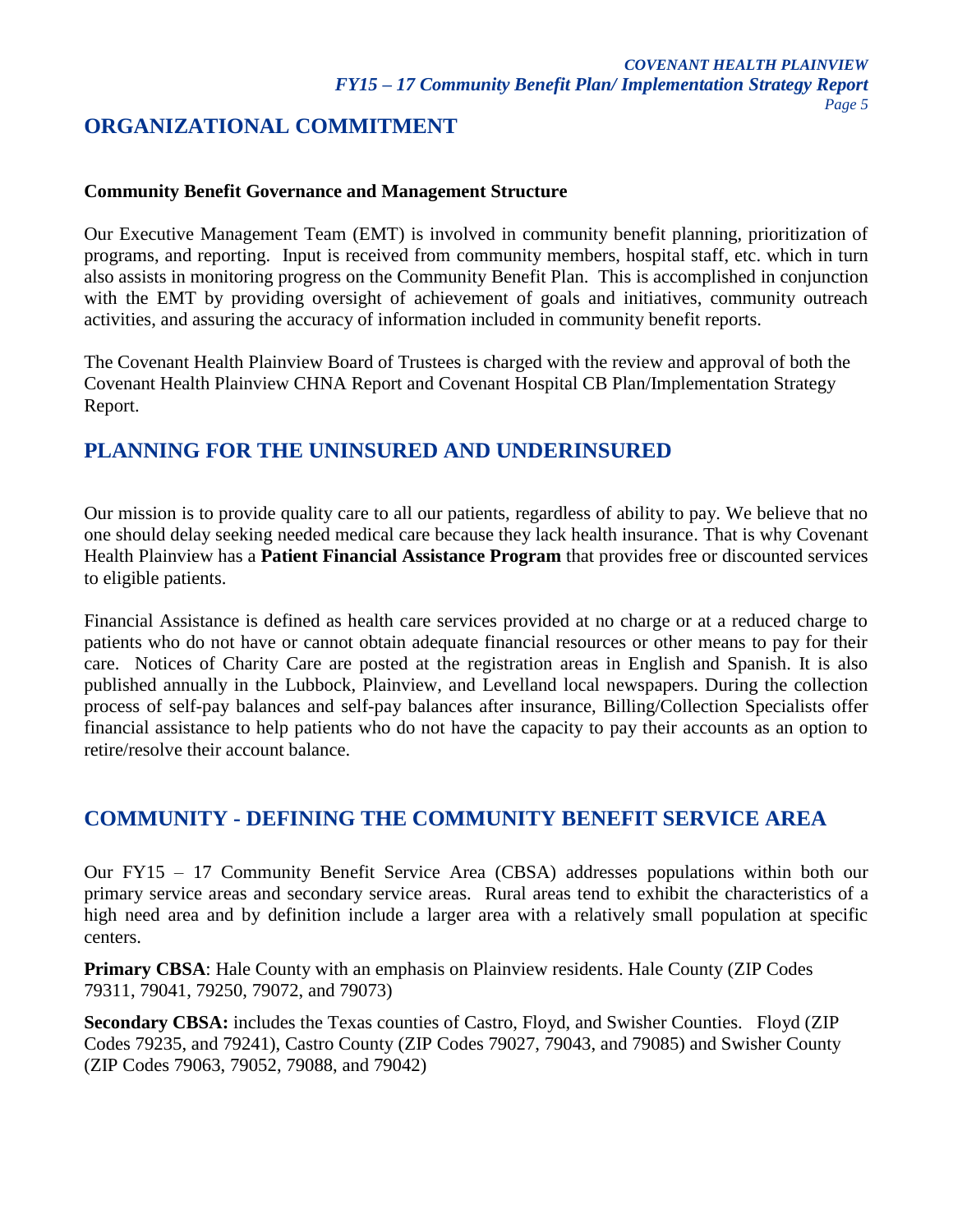## ORGANIZATIONAL COMMITMENT

**Community Benefit Governance and Management Structure**

Our Executive Management Team (EMT) is involved in community benefit planning, prioritization of programs, and reporting. Input is received from community members, hospital staff, etc. which in turn also assists in monitoring progress on the Community Benefit Plan. This is accomplished in conjunction with the EMT by providing oversight of achievement of goals and initiatives, community outreach activities, and assuring the accuracy of information included in community benefit reports.

The Covenant Health Plainview Board of Trustees is charged with the review and approval of both the Covenant Health Plainview CHNA Report and Covenant Hospital CB Plan/Implementation Strategy Report.

## PLANNING FOR THE UNINSURED AND UNDERINSURED

Our mission is to provide quality care to all our patients, regardless of ability to pay. We believe that no one should delay seeking needed medical care because they lack health insurance. That is why Covenant Health Plainview has a **Patient Financial Assistance Program** that provides free or discounted services to eligible patients.

Financial Assistance is defined as health care services provided at no charge or at a reduced charge to patients who do not have or cannot obtain adequate financial resources or other means to pay for their care. Notices of Charity Care are posted at the registration areas in English and Spanish. It is also published annually in the Lubbock, Plainview, and Levelland local newspapers. During the collection process of self-pay balances and self-pay balances after insurance, Billing/Collection Specialists offer financial assistance to help patients who do not have the capacity to pay their accounts as an option to retire/resolve their account balance.

## COMMUNITY - DEFINING THE COMMUNITY BENEFIT SERVICE AREA

Our FY15 – 17 Community Benefit Service Area (CBSA) addresses populations within both our primary service areas and secondary service areas. Rural areas tend to exhibit the characteristics of a high need area and by definition include a larger area with a relatively small population at specific centers.

**Primary CBSA**: Hale County with an emphasis on Plainview residents. Hale County (ZIP Codes 79311, 79041, 79250, 79072, and 79073)

**Secondary CBSA:** includes the Texas counties of Castro, Floyd, and Swisher Counties. Floyd (ZIP Codes 79235, and 79241), Castro County (ZIP Codes 79027, 79043, and 79085) and Swisher County (ZIP Codes 79063, 79052, 79088, and 79042)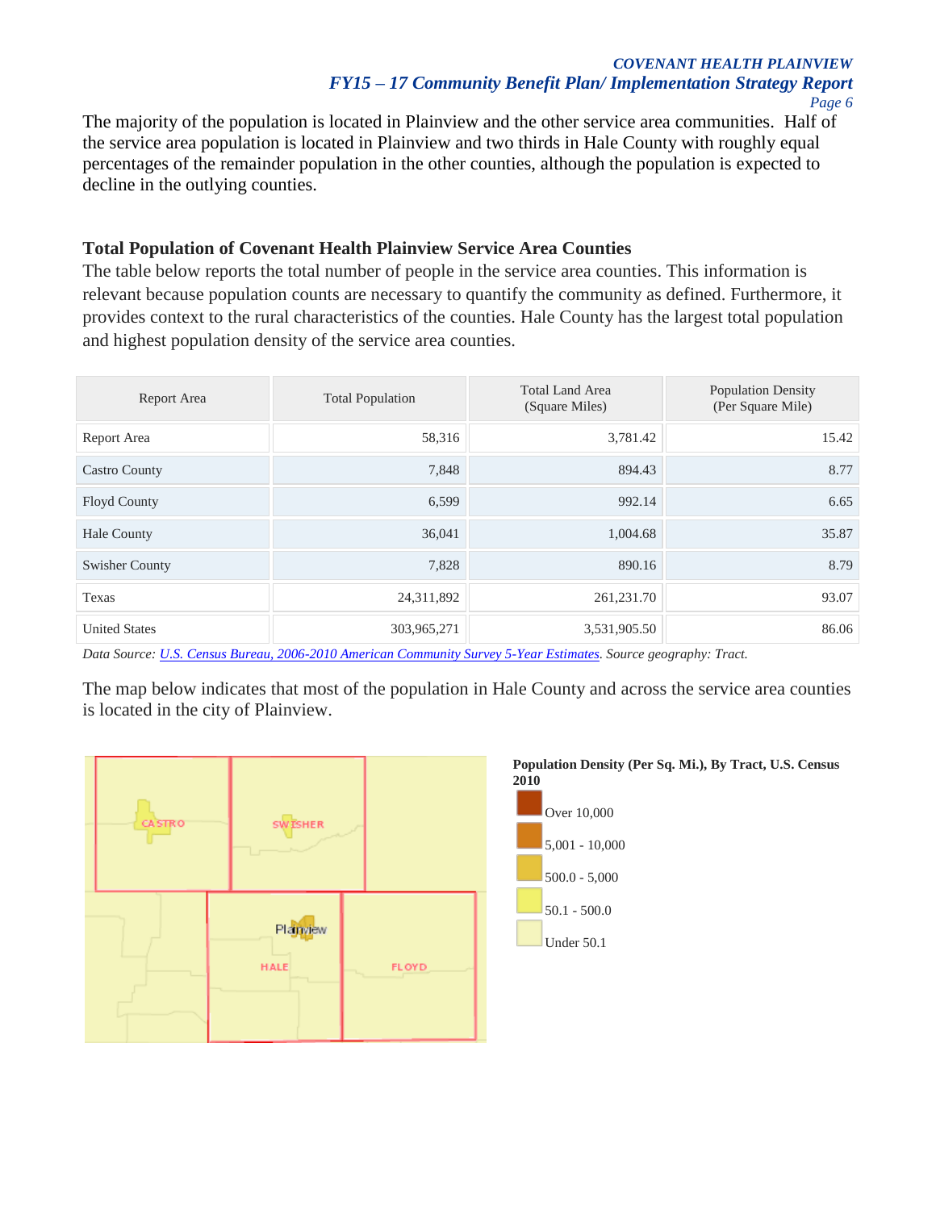The majority of the population is located in Plainview and the other service area communities. Half of the service area population is located in Plainview and two thirds in Hale County with roughly equal percentages of the remainder population in the other counties, although the population is expected to decline in the outlying counties.

### Total Population of Covenant Health Plainview Service Area Counties

The table below reports the total number of people in the service area counties. This information is relevant because population counts are necessary to quantify the community as defined. Furthermore, it provides context to the rural characteristics of the counties. Hale County has the largest total population and highest population density of the service area counties.

| Report Area | Total Population | Total Land Area (Square Miles) | Population Density (Per Square Mile) |
|---|---|---|---|
| Report Area | 58,316 | 3,781.42 | 15.42 |
| Castro County | 7,848 | 894.43 | 8.77 |
| Floyd County | 6,599 | 992.14 | 6.65 |
| Hale County | 36,041 | 1,004.68 | 35.87 |
| Swisher County | 7,828 | 890.16 | 8.79 |
| Texas | 24,311,892 | 261,231.70 | 93.07 |
| United States | 303,965,271 | 3,531,905.50 | 86.06 |

*Data Source: U.S. Census Bureau, 2006-2010 American Community Survey 5-Year Estimates. Source geography: Tract.*

The map below indicates that most of the population in Hale County and across the service area counties is located in the city of Plainview.

**Population Density (Per Sq. Mi.), By Tract, U.S. Census 2010**

- Over 10,000
- 5,001 - 10,000
- 500.0 - 5,000
- 50.1 - 500.0
- Under 50.1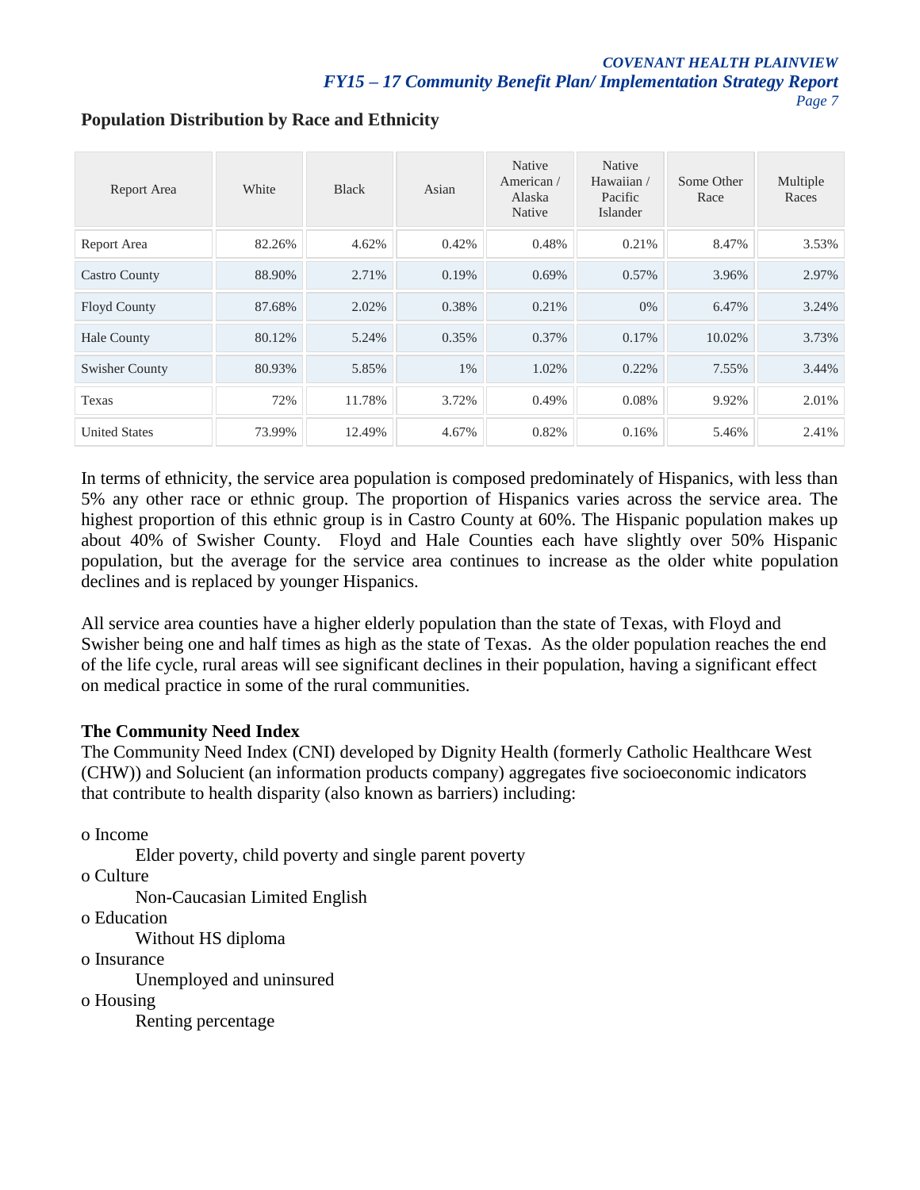## Population Distribution by Race and Ethnicity

| Report Area | White | Black | Asian | Native American / Alaska Native | Native Hawaiian / Pacific Islander | Some Other Race | Multiple Races |
|---|---|---|---|---|---|---|---|
| Report Area | 82.26% | 4.62% | 0.42% | 0.48% | 0.21% | 8.47% | 3.53% |
| Castro County | 88.90% | 2.71% | 0.19% | 0.69% | 0.57% | 3.96% | 2.97% |
| Floyd County | 87.68% | 2.02% | 0.38% | 0.21% | 0% | 6.47% | 3.24% |
| Hale County | 80.12% | 5.24% | 0.35% | 0.37% | 0.17% | 10.02% | 3.73% |
| Swisher County | 80.93% | 5.85% | 1% | 1.02% | 0.22% | 7.55% | 3.44% |
| Texas | 72% | 11.78% | 3.72% | 0.49% | 0.08% | 9.92% | 2.01% |
| United States | 73.99% | 12.49% | 4.67% | 0.82% | 0.16% | 5.46% | 2.41% |

In terms of ethnicity, the service area population is composed predominately of Hispanics, with less than 5% any other race or ethnic group. The proportion of Hispanics varies across the service area. The highest proportion of this ethnic group is in Castro County at 60%. The Hispanic population makes up about 40% of Swisher County. Floyd and Hale Counties each have slightly over 50% Hispanic population, but the average for the service area continues to increase as the older white population declines and is replaced by younger Hispanics.

All service area counties have a higher elderly population than the state of Texas, with Floyd and Swisher being one and half times as high as the state of Texas. As the older population reaches the end of the life cycle, rural areas will see significant declines in their population, having a significant effect on medical practice in some of the rural communities.

**The Community Need Index**

The Community Need Index (CNI) developed by Dignity Health (formerly Catholic Healthcare West (CHW)) and Solucient (an information products company) aggregates five socioeconomic indicators that contribute to health disparity (also known as barriers) including:

- Income
  - Elder poverty, child poverty and single parent poverty
- Culture
  - Non-Caucasian Limited English
- Education
  - Without HS diploma
- Insurance
  - Unemployed and uninsured
- Housing
  - Renting percentage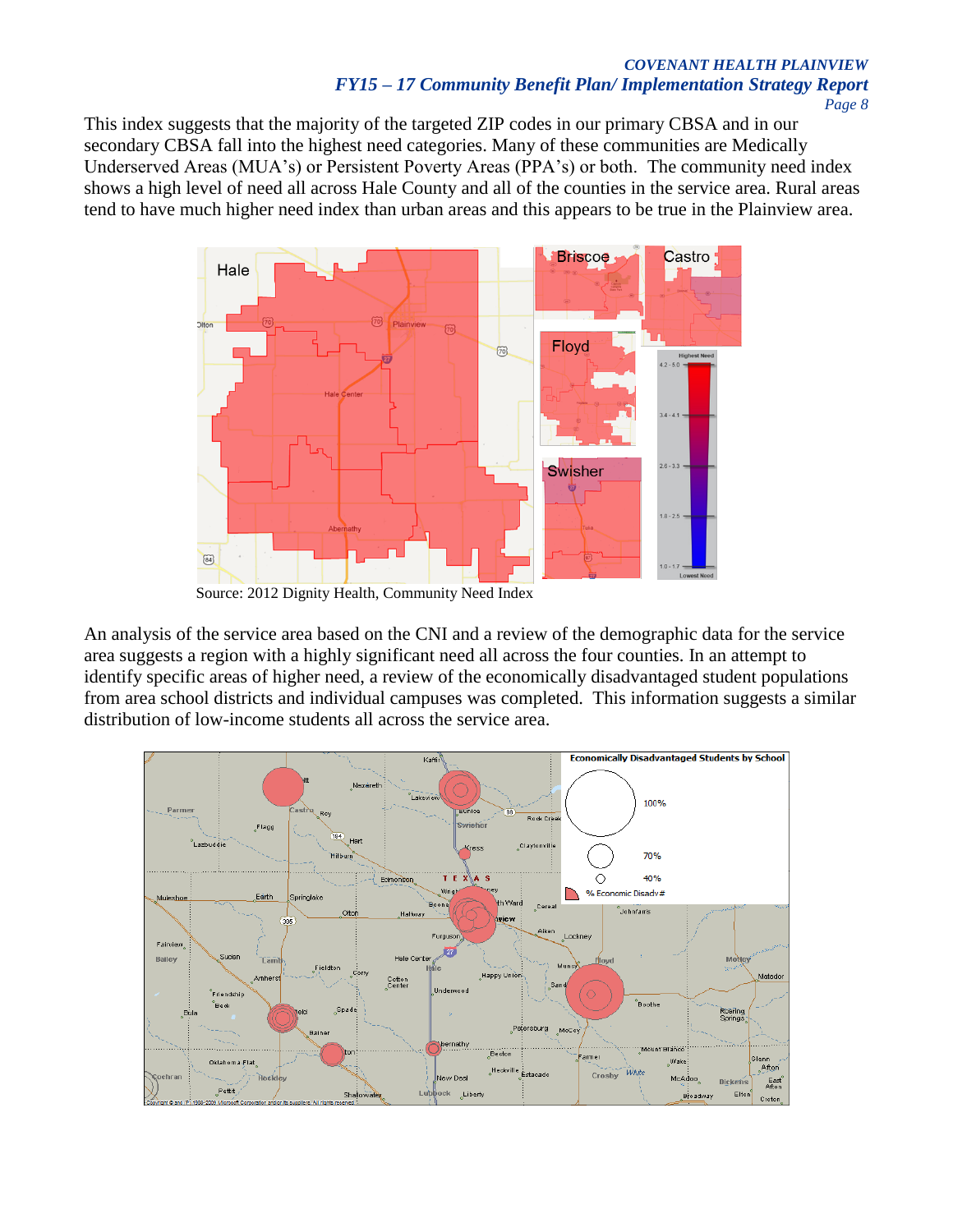This index suggests that the majority of the targeted ZIP codes in our primary CBSA and in our secondary CBSA fall into the highest need categories. Many of these communities are Medically Underserved Areas (MUA's) or Persistent Poverty Areas (PPA's) or both. The community need index shows a high level of need all across Hale County and all of the counties in the service area. Rural areas tend to have much higher need index than urban areas and this appears to be true in the Plainview area.

Source: 2012 Dignity Health, Community Need Index

An analysis of the service area based on the CNI and a review of the demographic data for the service area suggests a region with a highly significant need all across the four counties. In an attempt to identify specific areas of higher need, a review of the economically disadvantaged student populations from area school districts and individual campuses was completed. This information suggests a similar distribution of low-income students all across the service area.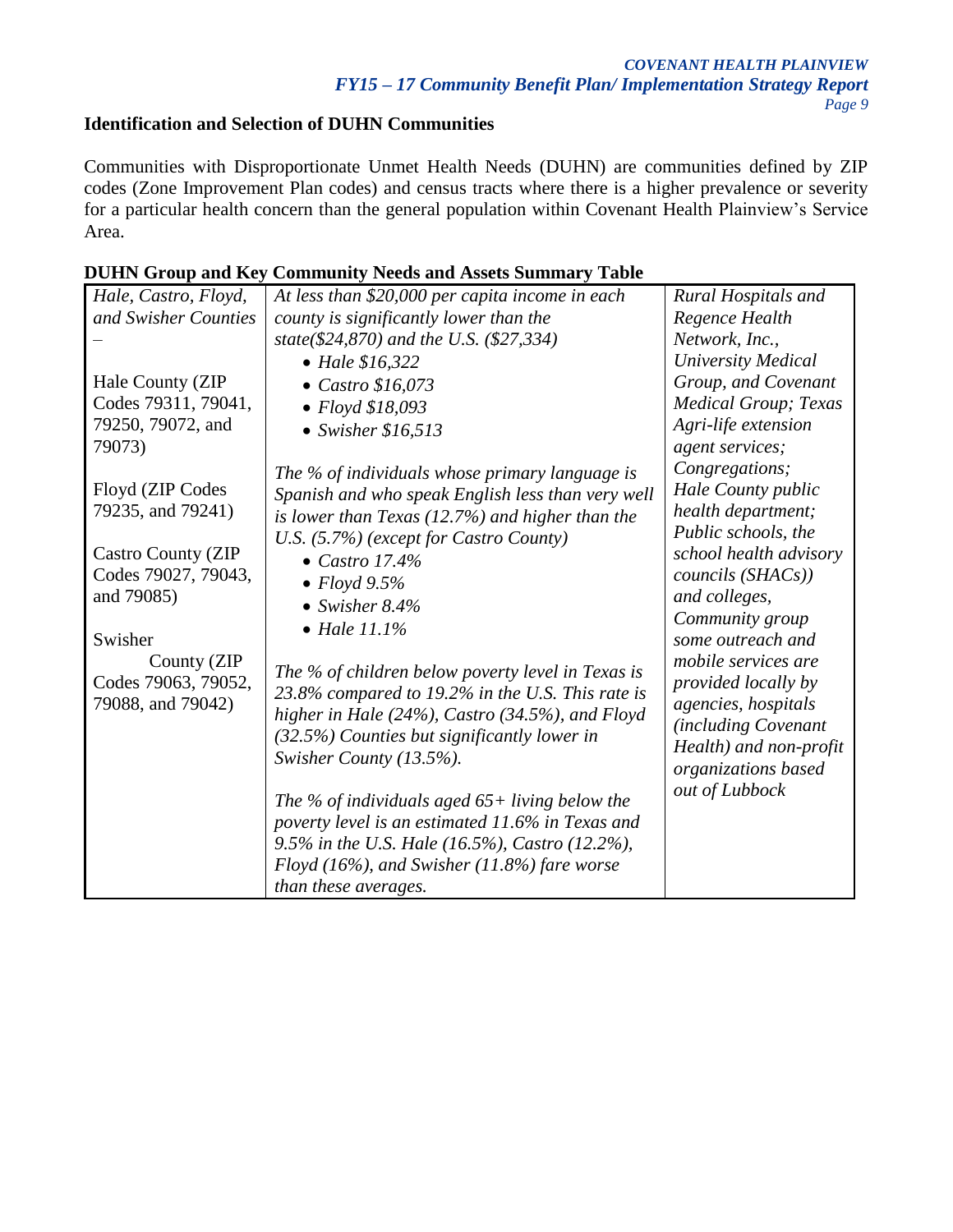**Identification and Selection of DUHN Communities**

Communities with Disproportionate Unmet Health Needs (DUHN) are communities defined by ZIP codes (Zone Improvement Plan codes) and census tracts where there is a higher prevalence or severity for a particular health concern than the general population within Covenant Health Plainview's Service Area.

**DUHN Group and Key Community Needs and Assets Summary Table**

| | | |
|---|---|---|
| *Hale, Castro, Floyd, and Swisher Counties* – <br><br> Hale County (ZIP Codes 79311, 79041, 79250, 79072, and 79073) <br><br> Floyd (ZIP Codes 79235, and 79241) <br><br> Castro County (ZIP Codes 79027, 79043, and 79085) <br><br> Swisher County (ZIP Codes 79063, 79052, 79088, and 79042) | *At less than $20,000 per capita income in each county is significantly lower than the state($24,870) and the U.S. ($27,334)* <br> • *Hale $16,322* <br> • *Castro $16,073* <br> • *Floyd $18,093* <br> • *Swisher $16,513* <br><br> *The % of individuals whose primary language is Spanish and who speak English less than very well is lower than Texas (12.7%) and higher than the U.S. (5.7%) (except for Castro County)* <br> • *Castro 17.4%* <br> • *Floyd 9.5%* <br> • *Swisher 8.4%* <br> • *Hale 11.1%* <br><br> *The % of children below poverty level in Texas is 23.8% compared to 19.2% in the U.S. This rate is higher in Hale (24%), Castro (34.5%), and Floyd (32.5%) Counties but significantly lower in Swisher County (13.5%).* <br><br> *The % of individuals aged 65+ living below the poverty level is an estimated 11.6% in Texas and 9.5% in the U.S. Hale (16.5%), Castro (12.2%), Floyd (16%), and Swisher (11.8%) fare worse than these averages.* | *Rural Hospitals and Regence Health Network, Inc., University Medical Group, and Covenant Medical Group; Texas Agri-life extension agent services; Congregations; Hale County public health department; Public schools, the school health advisory councils (SHACs)) and colleges, Community group some outreach and mobile services are provided locally by agencies, hospitals (including Covenant Health) and non-profit organizations based out of Lubbock* |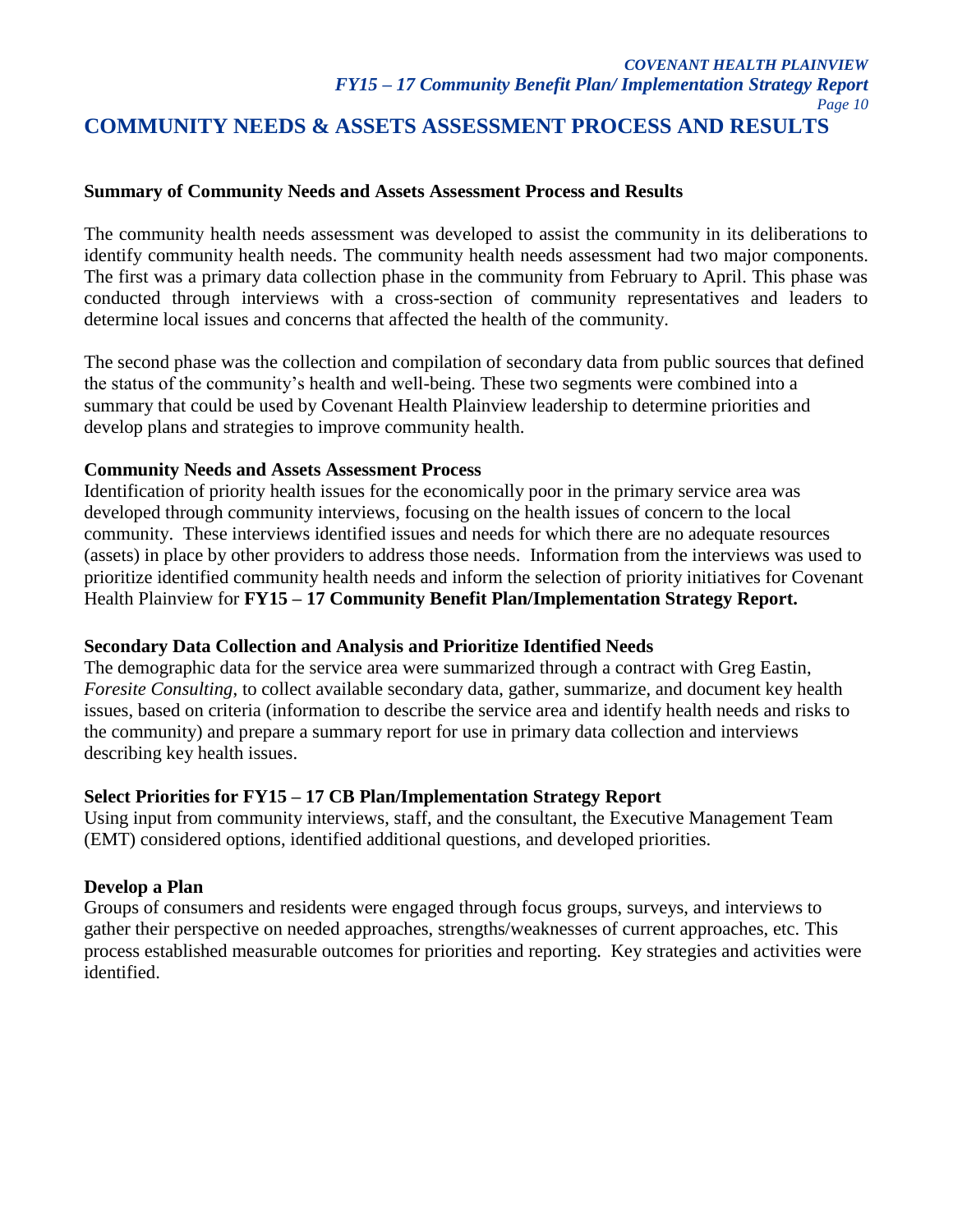# COMMUNITY NEEDS & ASSETS ASSESSMENT PROCESS AND RESULTS

**Summary of Community Needs and Assets Assessment Process and Results**

The community health needs assessment was developed to assist the community in its deliberations to identify community health needs. The community health needs assessment had two major components. The first was a primary data collection phase in the community from February to April. This phase was conducted through interviews with a cross-section of community representatives and leaders to determine local issues and concerns that affected the health of the community.

The second phase was the collection and compilation of secondary data from public sources that defined the status of the community's health and well-being. These two segments were combined into a summary that could be used by Covenant Health Plainview leadership to determine priorities and develop plans and strategies to improve community health.

**Community Needs and Assets Assessment Process**

Identification of priority health issues for the economically poor in the primary service area was developed through community interviews, focusing on the health issues of concern to the local community. These interviews identified issues and needs for which there are no adequate resources (assets) in place by other providers to address those needs. Information from the interviews was used to prioritize identified community health needs and inform the selection of priority initiatives for Covenant Health Plainview for **FY15 – 17 Community Benefit Plan/Implementation Strategy Report.**

**Secondary Data Collection and Analysis and Prioritize Identified Needs**

The demographic data for the service area were summarized through a contract with Greg Eastin, *Foresite Consulting*, to collect available secondary data, gather, summarize, and document key health issues, based on criteria (information to describe the service area and identify health needs and risks to the community) and prepare a summary report for use in primary data collection and interviews describing key health issues.

**Select Priorities for FY15 – 17 CB Plan/Implementation Strategy Report**

Using input from community interviews, staff, and the consultant, the Executive Management Team (EMT) considered options, identified additional questions, and developed priorities.

**Develop a Plan**

Groups of consumers and residents were engaged through focus groups, surveys, and interviews to gather their perspective on needed approaches, strengths/weaknesses of current approaches, etc. This process established measurable outcomes for priorities and reporting. Key strategies and activities were identified.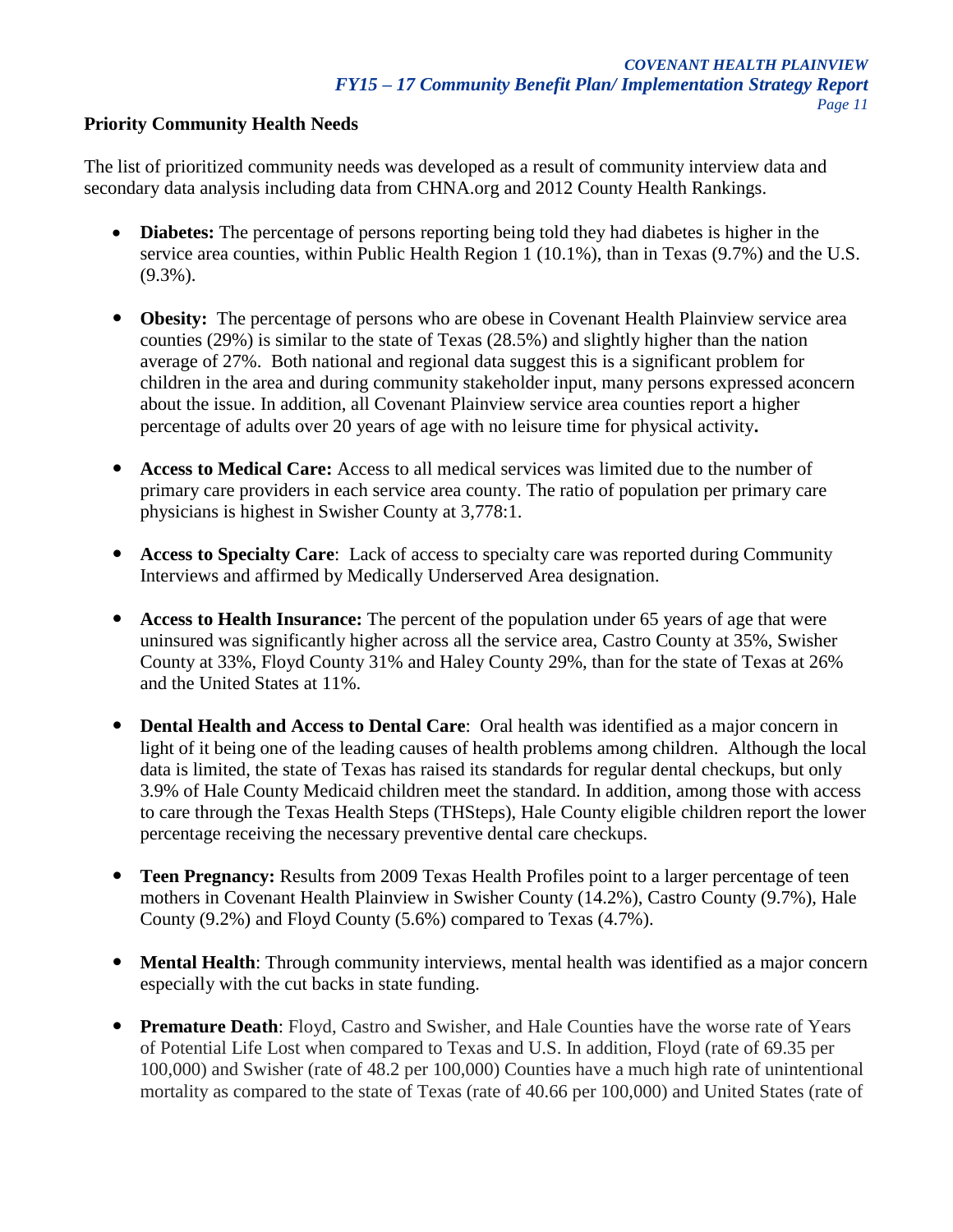**Priority Community Health Needs**

The list of prioritized community needs was developed as a result of community interview data and secondary data analysis including data from CHNA.org and 2012 County Health Rankings.

- **Diabetes:** The percentage of persons reporting being told they had diabetes is higher in the service area counties, within Public Health Region 1 (10.1%), than in Texas (9.7%) and the U.S. (9.3%).
- **Obesity:** The percentage of persons who are obese in Covenant Health Plainview service area counties (29%) is similar to the state of Texas (28.5%) and slightly higher than the nation average of 27%. Both national and regional data suggest this is a significant problem for children in the area and during community stakeholder input, many persons expressed aconcern about the issue. In addition, all Covenant Plainview service area counties report a higher percentage of adults over 20 years of age with no leisure time for physical activity**.**
- **Access to Medical Care:** Access to all medical services was limited due to the number of primary care providers in each service area county. The ratio of population per primary care physicians is highest in Swisher County at 3,778:1.
- **Access to Specialty Care**: Lack of access to specialty care was reported during Community Interviews and affirmed by Medically Underserved Area designation.
- **Access to Health Insurance:** The percent of the population under 65 years of age that were uninsured was significantly higher across all the service area, Castro County at 35%, Swisher County at 33%, Floyd County 31% and Haley County 29%, than for the state of Texas at 26% and the United States at 11%.
- **Dental Health and Access to Dental Care**: Oral health was identified as a major concern in light of it being one of the leading causes of health problems among children. Although the local data is limited, the state of Texas has raised its standards for regular dental checkups, but only 3.9% of Hale County Medicaid children meet the standard. In addition, among those with access to care through the Texas Health Steps (THSteps), Hale County eligible children report the lower percentage receiving the necessary preventive dental care checkups.
- **Teen Pregnancy:** Results from 2009 Texas Health Profiles point to a larger percentage of teen mothers in Covenant Health Plainview in Swisher County (14.2%), Castro County (9.7%), Hale County (9.2%) and Floyd County (5.6%) compared to Texas (4.7%).
- **Mental Health**: Through community interviews, mental health was identified as a major concern especially with the cut backs in state funding.
- **Premature Death**: Floyd, Castro and Swisher, and Hale Counties have the worse rate of Years of Potential Life Lost when compared to Texas and U.S. In addition, Floyd (rate of 69.35 per 100,000) and Swisher (rate of 48.2 per 100,000) Counties have a much high rate of unintentional mortality as compared to the state of Texas (rate of 40.66 per 100,000) and United States (rate of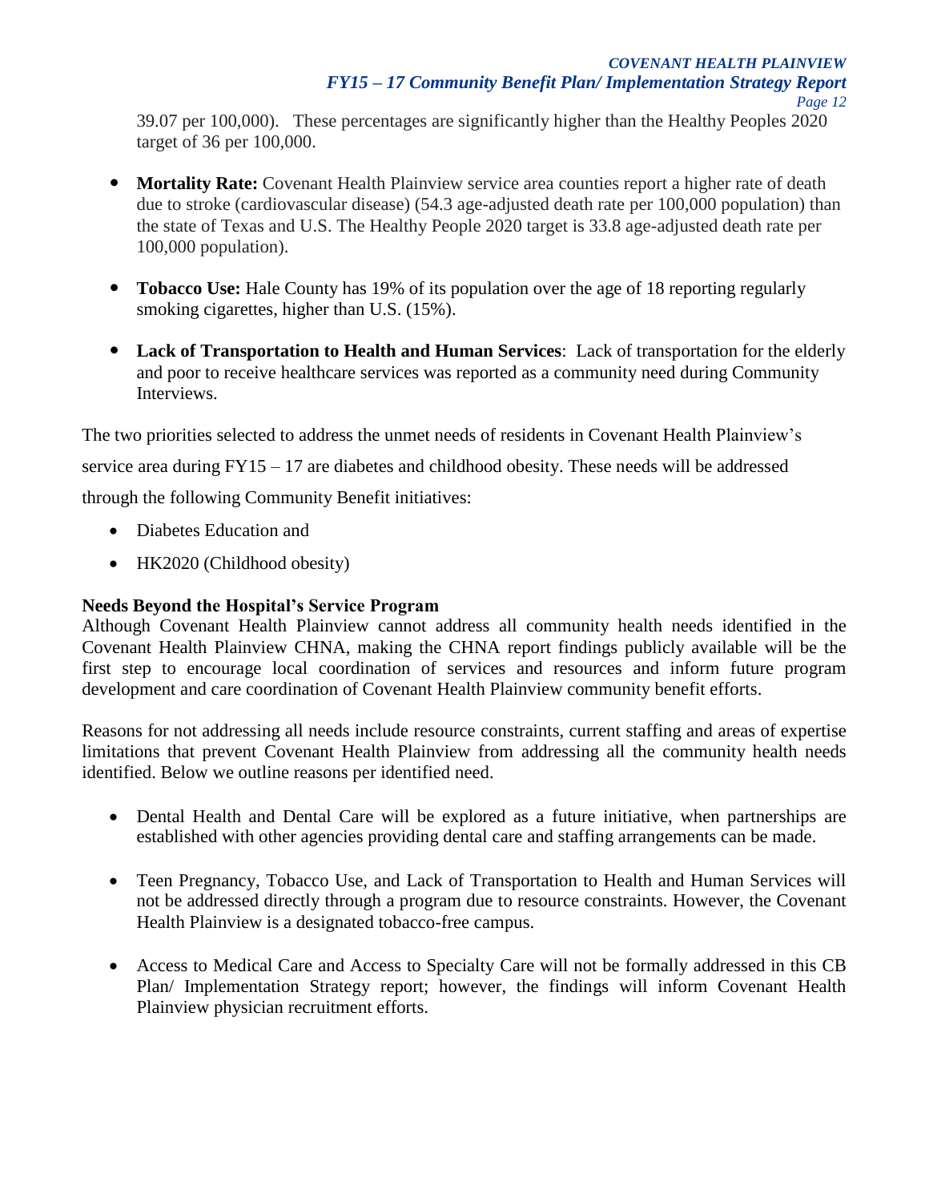39.07 per 100,000). These percentages are significantly higher than the Healthy Peoples 2020 target of 36 per 100,000.

- **Mortality Rate:** Covenant Health Plainview service area counties report a higher rate of death due to stroke (cardiovascular disease) (54.3 age-adjusted death rate per 100,000 population) than the state of Texas and U.S. The Healthy People 2020 target is 33.8 age-adjusted death rate per 100,000 population).

- **Tobacco Use:** Hale County has 19% of its population over the age of 18 reporting regularly smoking cigarettes, higher than U.S. (15%).

- **Lack of Transportation to Health and Human Services**: Lack of transportation for the elderly and poor to receive healthcare services was reported as a community need during Community Interviews.

The two priorities selected to address the unmet needs of residents in Covenant Health Plainview's service area during FY15 – 17 are diabetes and childhood obesity. These needs will be addressed through the following Community Benefit initiatives:

- Diabetes Education and
- HK2020 (Childhood obesity)

**Needs Beyond the Hospital's Service Program**

Although Covenant Health Plainview cannot address all community health needs identified in the Covenant Health Plainview CHNA, making the CHNA report findings publicly available will be the first step to encourage local coordination of services and resources and inform future program development and care coordination of Covenant Health Plainview community benefit efforts.

Reasons for not addressing all needs include resource constraints, current staffing and areas of expertise limitations that prevent Covenant Health Plainview from addressing all the community health needs identified. Below we outline reasons per identified need.

- Dental Health and Dental Care will be explored as a future initiative, when partnerships are established with other agencies providing dental care and staffing arrangements can be made.

- Teen Pregnancy, Tobacco Use, and Lack of Transportation to Health and Human Services will not be addressed directly through a program due to resource constraints. However, the Covenant Health Plainview is a designated tobacco-free campus.

- Access to Medical Care and Access to Specialty Care will not be formally addressed in this CB Plan/ Implementation Strategy report; however, the findings will inform Covenant Health Plainview physician recruitment efforts.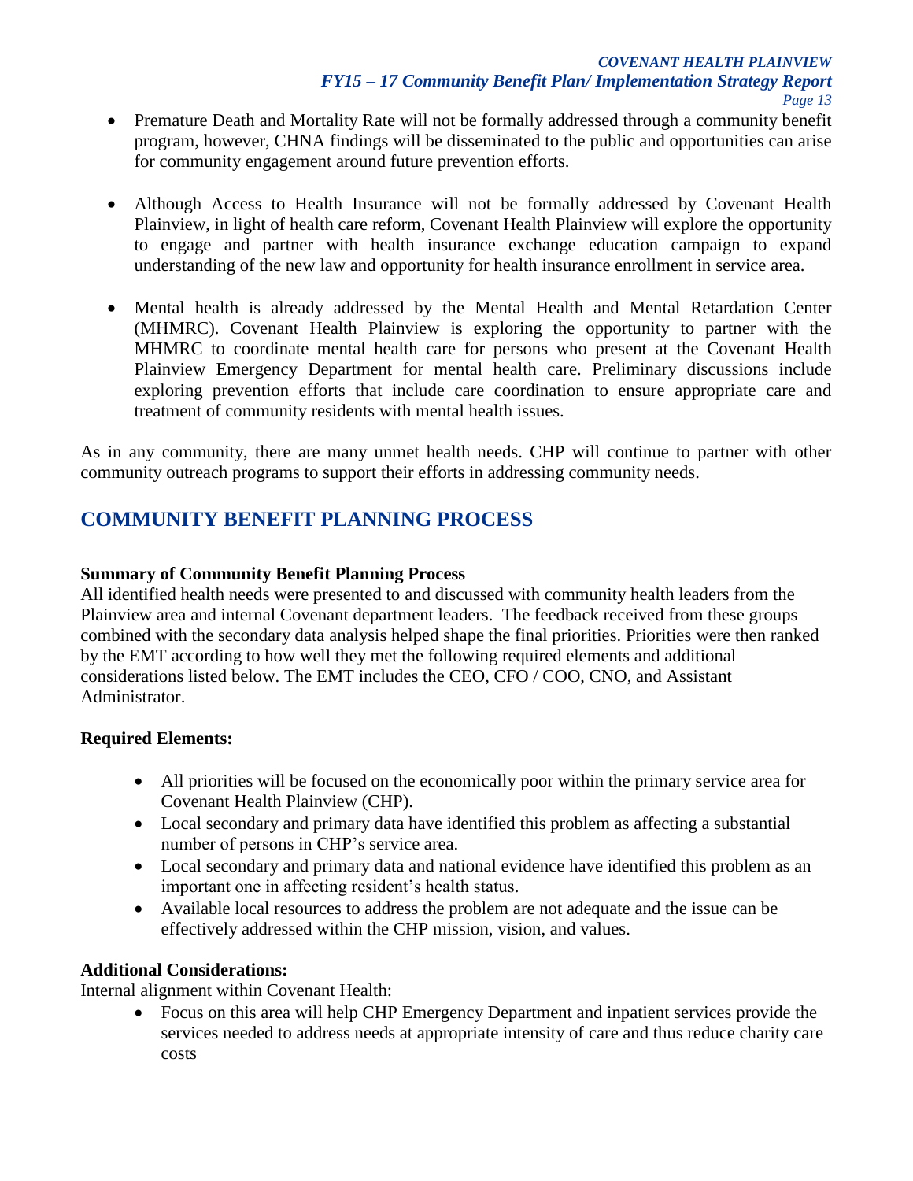- Premature Death and Mortality Rate will not be formally addressed through a community benefit program, however, CHNA findings will be disseminated to the public and opportunities can arise for community engagement around future prevention efforts.

- Although Access to Health Insurance will not be formally addressed by Covenant Health Plainview, in light of health care reform, Covenant Health Plainview will explore the opportunity to engage and partner with health insurance exchange education campaign to expand understanding of the new law and opportunity for health insurance enrollment in service area.

- Mental health is already addressed by the Mental Health and Mental Retardation Center (MHMRC). Covenant Health Plainview is exploring the opportunity to partner with the MHMRC to coordinate mental health care for persons who present at the Covenant Health Plainview Emergency Department for mental health care. Preliminary discussions include exploring prevention efforts that include care coordination to ensure appropriate care and treatment of community residents with mental health issues.

As in any community, there are many unmet health needs. CHP will continue to partner with other community outreach programs to support their efforts in addressing community needs.

## COMMUNITY BENEFIT PLANNING PROCESS

**Summary of Community Benefit Planning Process**

All identified health needs were presented to and discussed with community health leaders from the Plainview area and internal Covenant department leaders. The feedback received from these groups combined with the secondary data analysis helped shape the final priorities. Priorities were then ranked by the EMT according to how well they met the following required elements and additional considerations listed below. The EMT includes the CEO, CFO / COO, CNO, and Assistant Administrator.

**Required Elements:**

- All priorities will be focused on the economically poor within the primary service area for Covenant Health Plainview (CHP).
- Local secondary and primary data have identified this problem as affecting a substantial number of persons in CHP's service area.
- Local secondary and primary data and national evidence have identified this problem as an important one in affecting resident's health status.
- Available local resources to address the problem are not adequate and the issue can be effectively addressed within the CHP mission, vision, and values.

**Additional Considerations:**

Internal alignment within Covenant Health:

- Focus on this area will help CHP Emergency Department and inpatient services provide the services needed to address needs at appropriate intensity of care and thus reduce charity care costs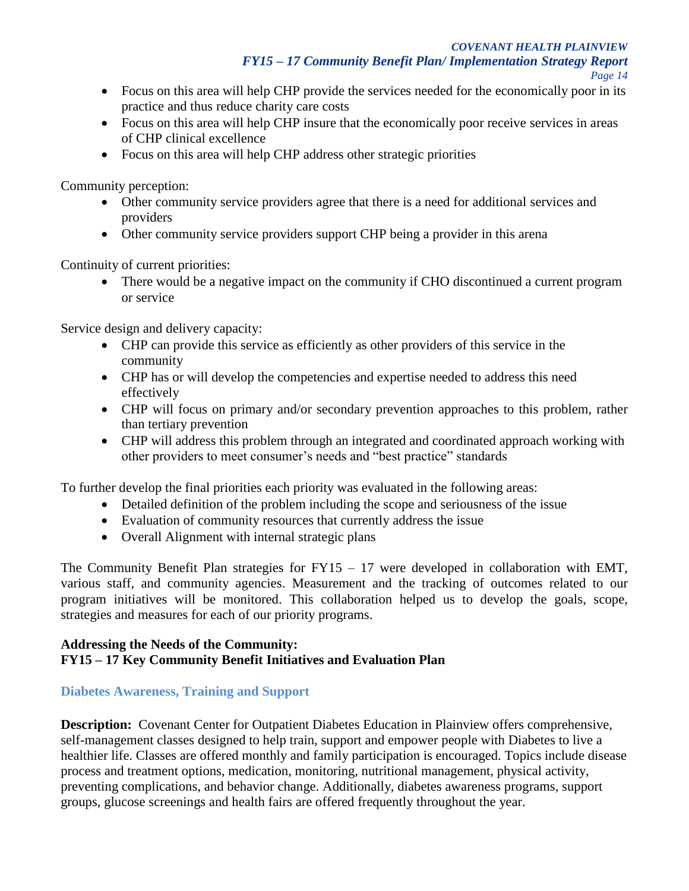- Focus on this area will help CHP provide the services needed for the economically poor in its practice and thus reduce charity care costs
- Focus on this area will help CHP insure that the economically poor receive services in areas of CHP clinical excellence
- Focus on this area will help CHP address other strategic priorities

Community perception:

- Other community service providers agree that there is a need for additional services and providers
- Other community service providers support CHP being a provider in this arena

Continuity of current priorities:

- There would be a negative impact on the community if CHO discontinued a current program or service

Service design and delivery capacity:

- CHP can provide this service as efficiently as other providers of this service in the community
- CHP has or will develop the competencies and expertise needed to address this need effectively
- CHP will focus on primary and/or secondary prevention approaches to this problem, rather than tertiary prevention
- CHP will address this problem through an integrated and coordinated approach working with other providers to meet consumer's needs and "best practice" standards

To further develop the final priorities each priority was evaluated in the following areas:

- Detailed definition of the problem including the scope and seriousness of the issue
- Evaluation of community resources that currently address the issue
- Overall Alignment with internal strategic plans

The Community Benefit Plan strategies for FY15 – 17 were developed in collaboration with EMT, various staff, and community agencies. Measurement and the tracking of outcomes related to our program initiatives will be monitored. This collaboration helped us to develop the goals, scope, strategies and measures for each of our priority programs.

**Addressing the Needs of the Community:**
**FY15 – 17 Key Community Benefit Initiatives and Evaluation Plan**

### Diabetes Awareness, Training and Support

**Description:** Covenant Center for Outpatient Diabetes Education in Plainview offers comprehensive, self-management classes designed to help train, support and empower people with Diabetes to live a healthier life. Classes are offered monthly and family participation is encouraged. Topics include disease process and treatment options, medication, monitoring, nutritional management, physical activity, preventing complications, and behavior change. Additionally, diabetes awareness programs, support groups, glucose screenings and health fairs are offered frequently throughout the year.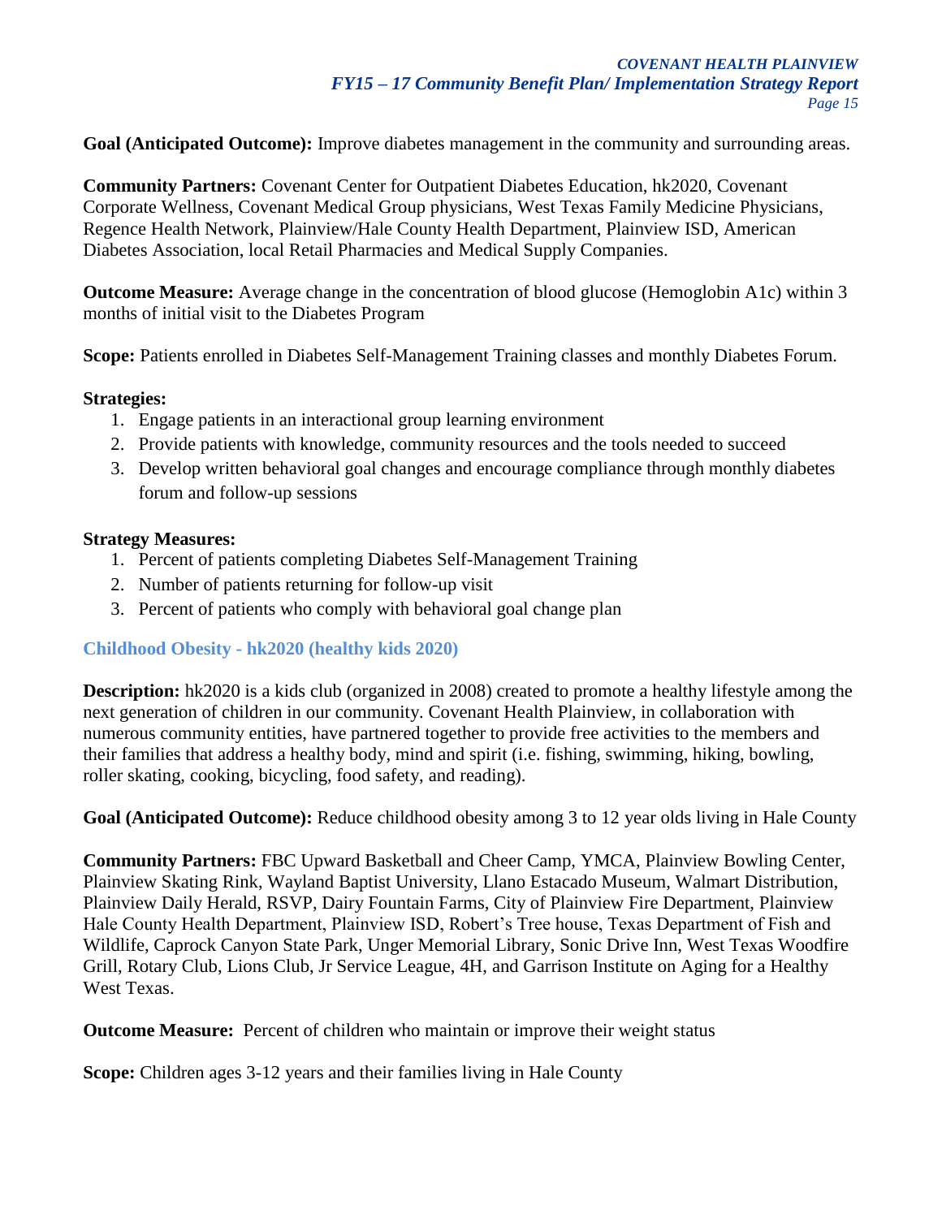**Goal (Anticipated Outcome):** Improve diabetes management in the community and surrounding areas.

**Community Partners:** Covenant Center for Outpatient Diabetes Education, hk2020, Covenant Corporate Wellness, Covenant Medical Group physicians, West Texas Family Medicine Physicians, Regence Health Network, Plainview/Hale County Health Department, Plainview ISD, American Diabetes Association, local Retail Pharmacies and Medical Supply Companies.

**Outcome Measure:** Average change in the concentration of blood glucose (Hemoglobin A1c) within 3 months of initial visit to the Diabetes Program

**Scope:** Patients enrolled in Diabetes Self-Management Training classes and monthly Diabetes Forum.

**Strategies:**

1. Engage patients in an interactional group learning environment
2. Provide patients with knowledge, community resources and the tools needed to succeed
3. Develop written behavioral goal changes and encourage compliance through monthly diabetes forum and follow-up sessions

**Strategy Measures:**

1. Percent of patients completing Diabetes Self-Management Training
2. Number of patients returning for follow-up visit
3. Percent of patients who comply with behavioral goal change plan

### Childhood Obesity - hk2020 (healthy kids 2020)

**Description:** hk2020 is a kids club (organized in 2008) created to promote a healthy lifestyle among the next generation of children in our community. Covenant Health Plainview, in collaboration with numerous community entities, have partnered together to provide free activities to the members and their families that address a healthy body, mind and spirit (i.e. fishing, swimming, hiking, bowling, roller skating, cooking, bicycling, food safety, and reading).

**Goal (Anticipated Outcome):** Reduce childhood obesity among 3 to 12 year olds living in Hale County

**Community Partners:** FBC Upward Basketball and Cheer Camp, YMCA, Plainview Bowling Center, Plainview Skating Rink, Wayland Baptist University, Llano Estacado Museum, Walmart Distribution, Plainview Daily Herald, RSVP, Dairy Fountain Farms, City of Plainview Fire Department, Plainview Hale County Health Department, Plainview ISD, Robert's Tree house, Texas Department of Fish and Wildlife, Caprock Canyon State Park, Unger Memorial Library, Sonic Drive Inn, West Texas Woodfire Grill, Rotary Club, Lions Club, Jr Service League, 4H, and Garrison Institute on Aging for a Healthy West Texas.

**Outcome Measure:** Percent of children who maintain or improve their weight status

**Scope:** Children ages 3-12 years and their families living in Hale County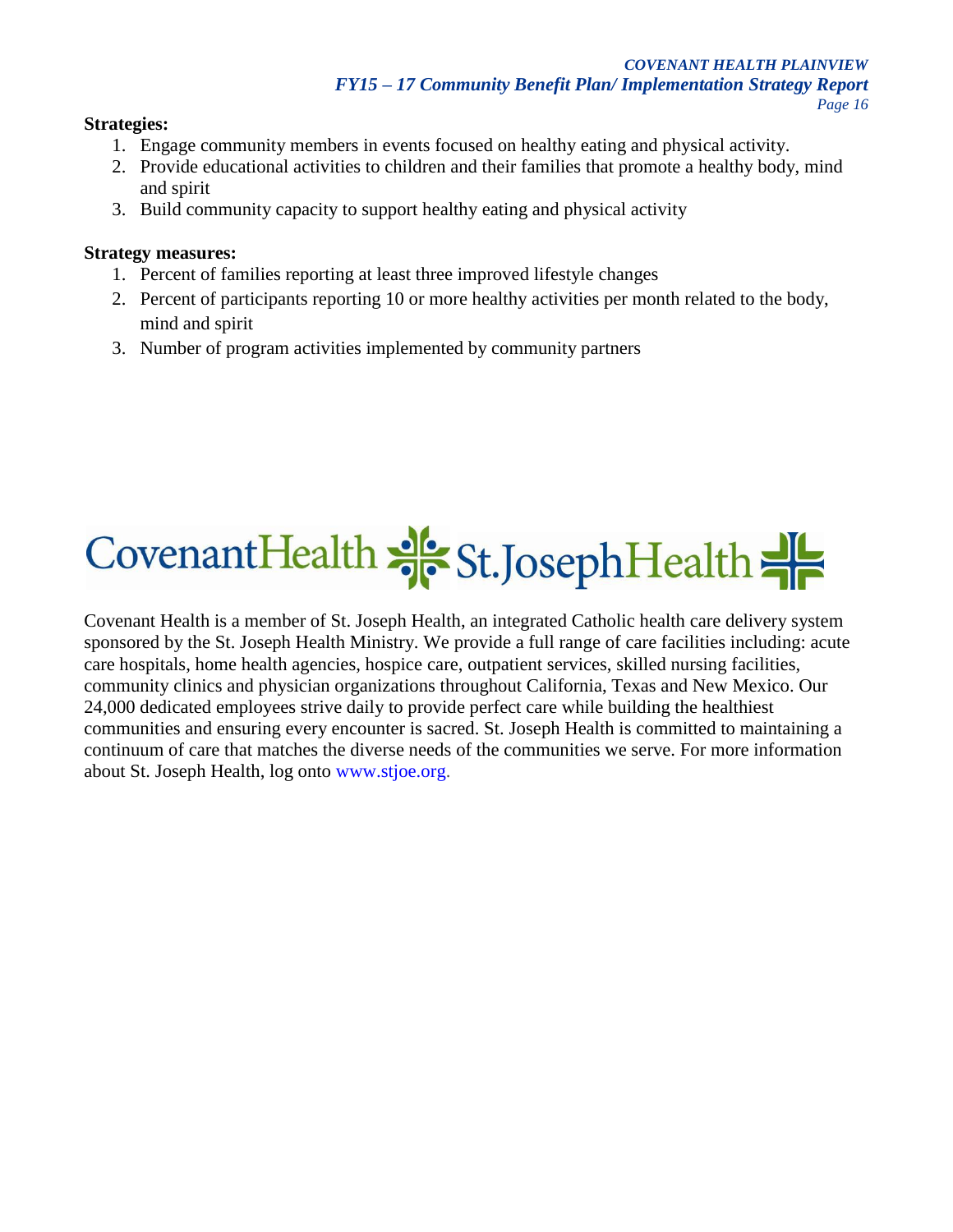**Strategies:**

1. Engage community members in events focused on healthy eating and physical activity.
2. Provide educational activities to children and their families that promote a healthy body, mind and spirit
3. Build community capacity to support healthy eating and physical activity

**Strategy measures:**

1. Percent of families reporting at least three improved lifestyle changes
2. Percent of participants reporting 10 or more healthy activities per month related to the body, mind and spirit
3. Number of program activities implemented by community partners

CovenantHealth St.JosephHealth

Covenant Health is a member of St. Joseph Health, an integrated Catholic health care delivery system sponsored by the St. Joseph Health Ministry. We provide a full range of care facilities including: acute care hospitals, home health agencies, hospice care, outpatient services, skilled nursing facilities, community clinics and physician organizations throughout California, Texas and New Mexico. Our 24,000 dedicated employees strive daily to provide perfect care while building the healthiest communities and ensuring every encounter is sacred. St. Joseph Health is committed to maintaining a continuum of care that matches the diverse needs of the communities we serve. For more information about St. Joseph Health, log onto www.stjoe.org.